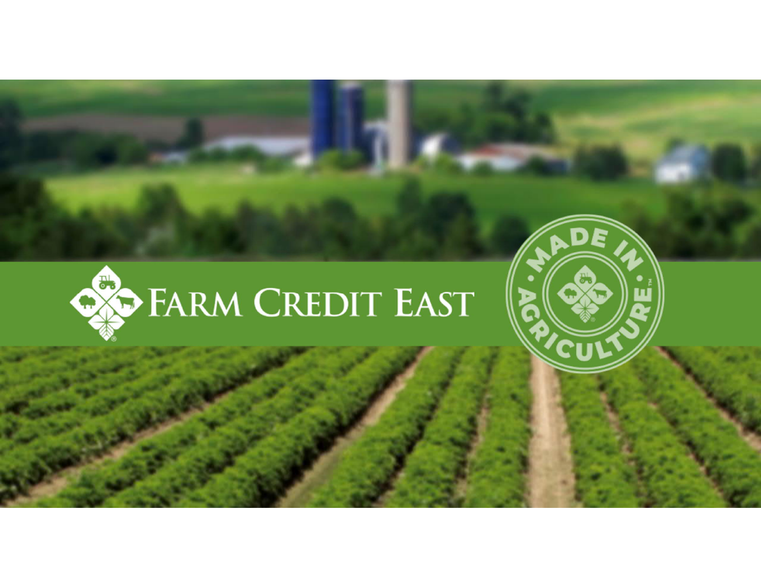# Farm Credit East

Made in Agriculture™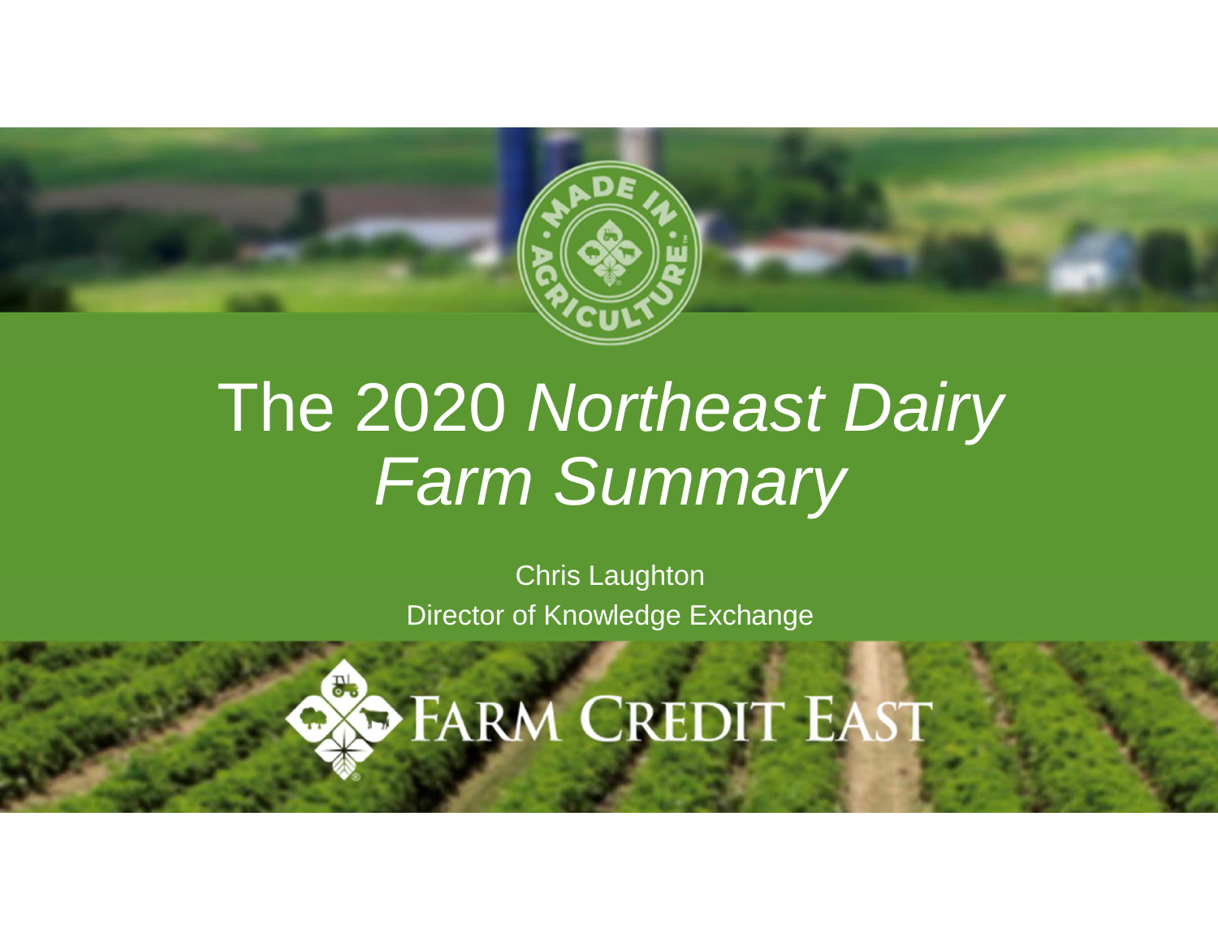# The 2020 *Northeast Dairy Farm Summary*

Chris Laughton

Director of Knowledge Exchange

FARM CREDIT EAST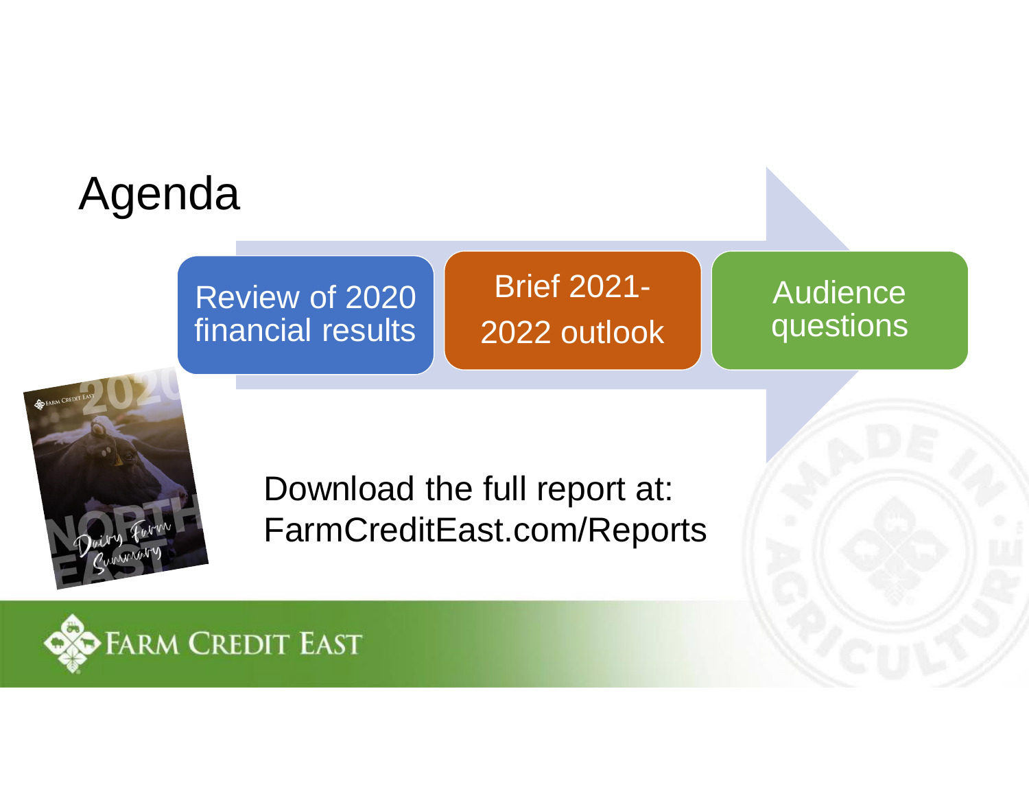# Agenda

- Review of 2020 financial results
- Brief 2021-2022 outlook
- Audience questions

Download the full report at: FarmCreditEast.com/Reports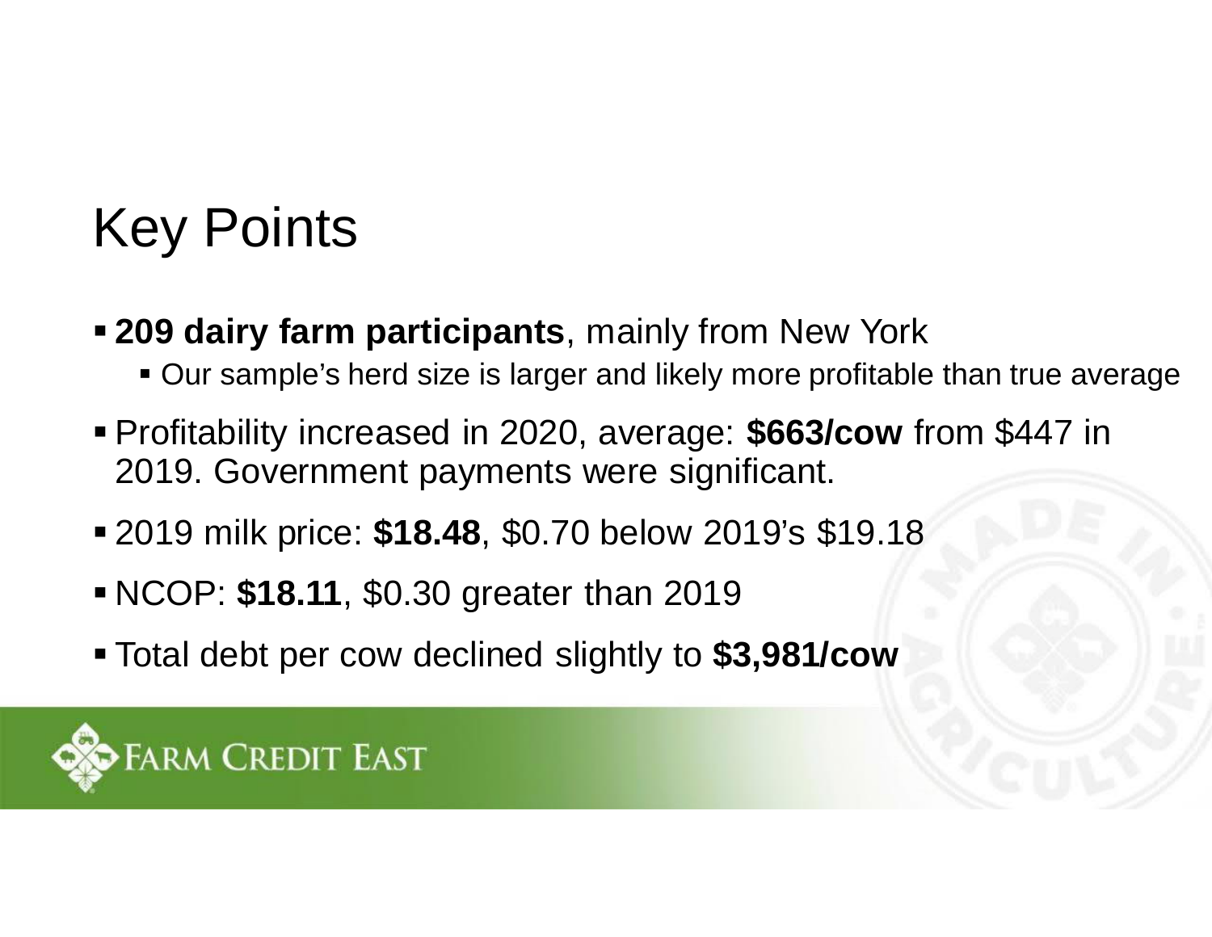# Key Points

- **209 dairy farm participants**, mainly from New York
  - Our sample's herd size is larger and likely more profitable than true average
- Profitability increased in 2020, average: **$663/cow** from $447 in 2019. Government payments were significant.
- 2019 milk price: **$18.48**, $0.70 below 2019's $19.18
- NCOP: **$18.11**, $0.30 greater than 2019
- Total debt per cow declined slightly to **$3,981/cow**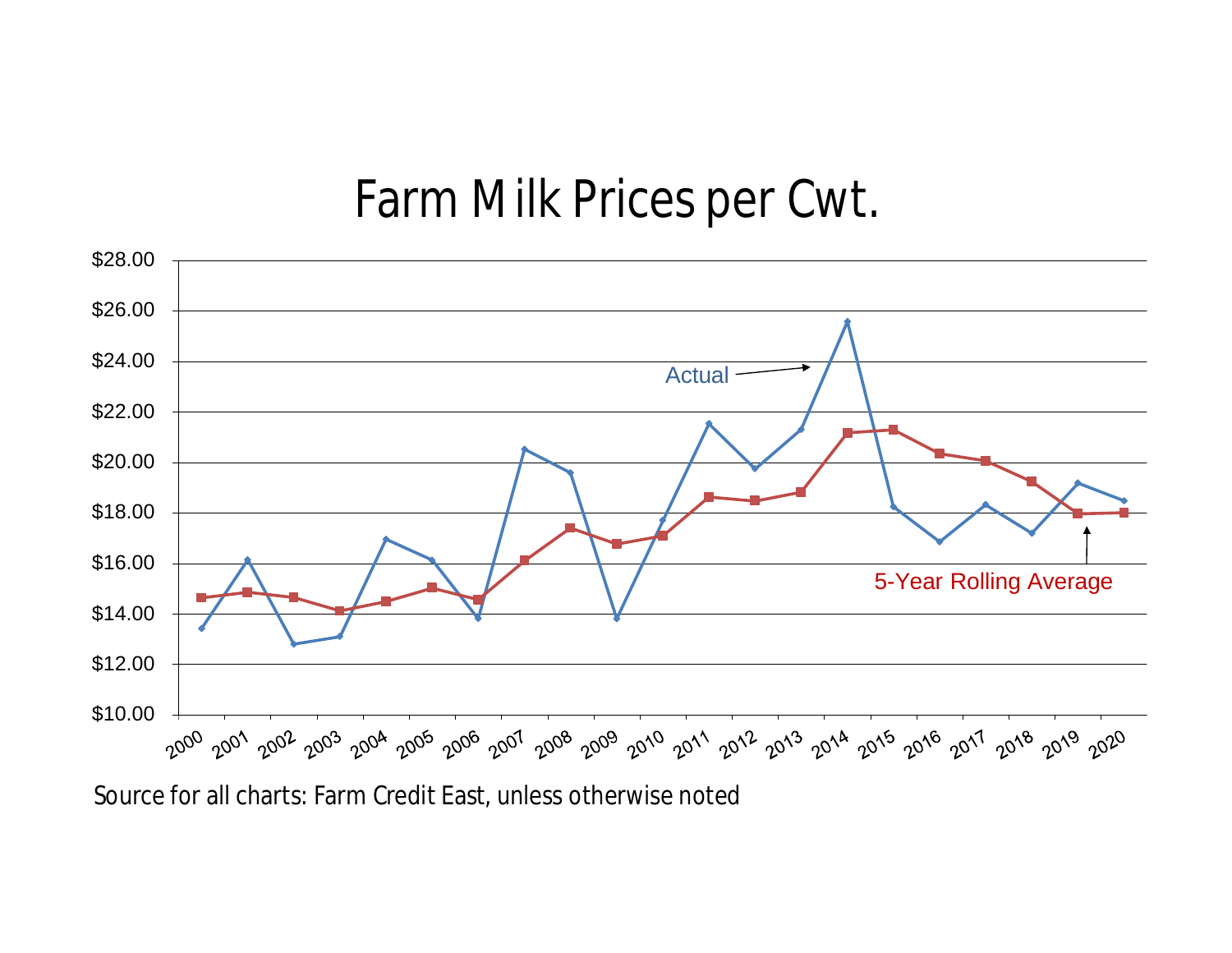# Farm Milk Prices per Cwt.

Source for all charts: Farm Credit East, unless otherwise noted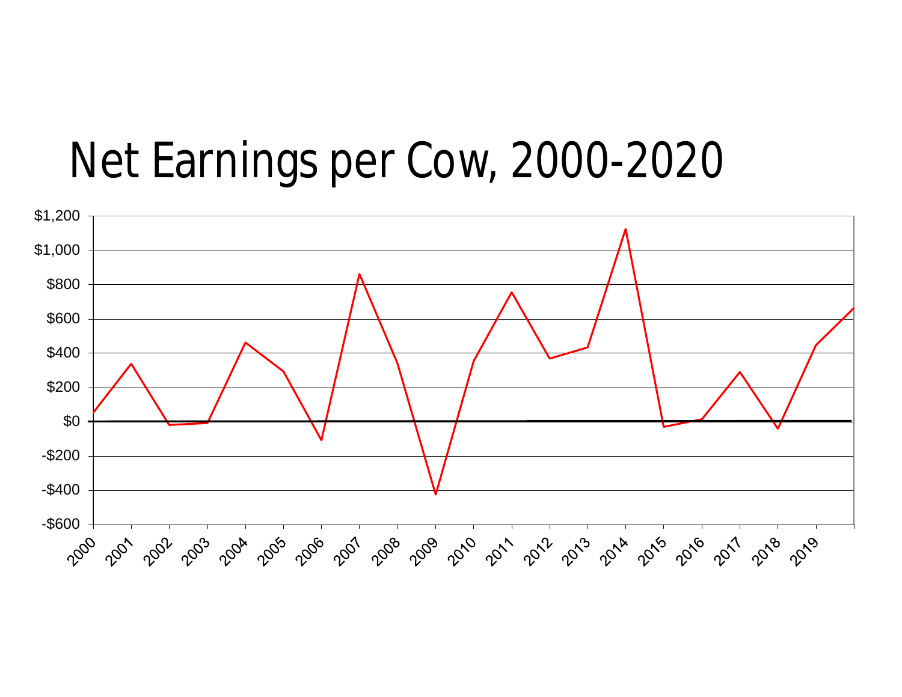# Net Earnings per Cow, 2000-2020

$1,200
$1,000
$800
$600
$400
$200
$0
-$200
-$400
-$600

2000 2001 2002 2003 2004 2005 2006 2007 2008 2009 2010 2011 2012 2013 2014 2015 2016 2017 2018 2019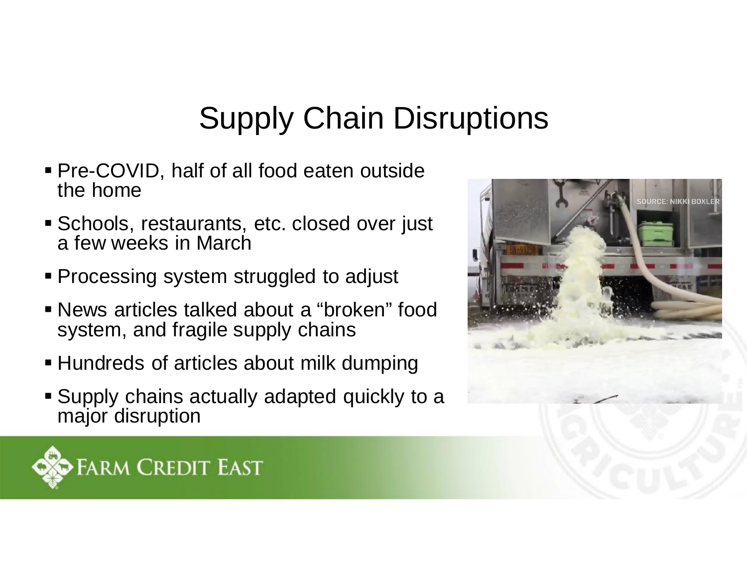# Supply Chain Disruptions

- Pre-COVID, half of all food eaten outside the home
- Schools, restaurants, etc. closed over just a few weeks in March
- Processing system struggled to adjust
- News articles talked about a “broken” food system, and fragile supply chains
- Hundreds of articles about milk dumping
- Supply chains actually adapted quickly to a major disruption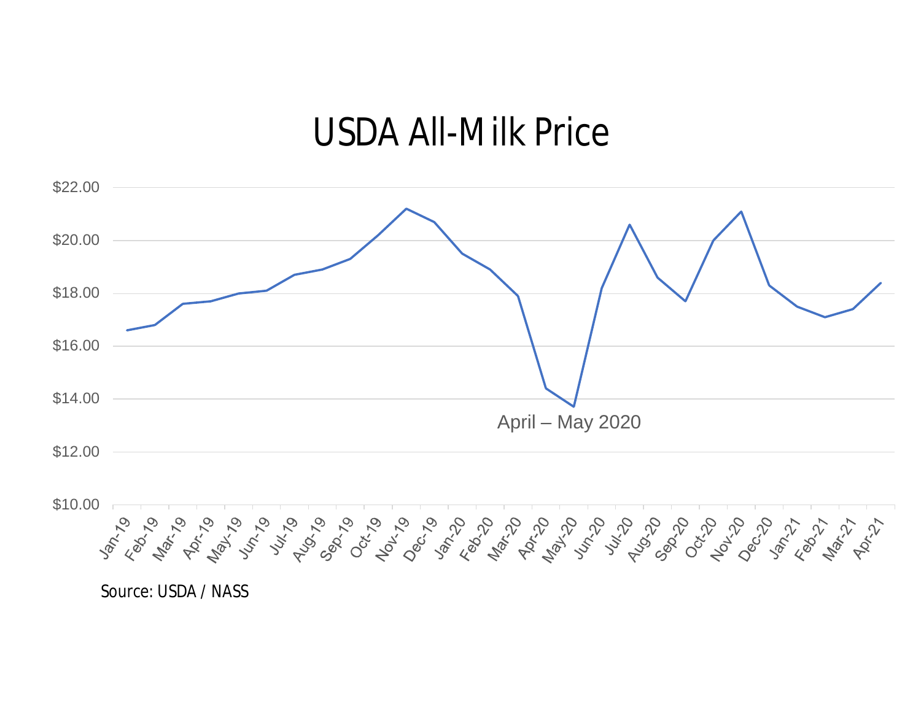# USDA All-Milk Price

| Month | Price |
|---|---|
| $22.00 | |
| $20.00 | |
| $18.00 | |
| $16.00 | |
| $14.00 | |
| $12.00 | |
| $10.00 | |

Jan-19, Feb-19, Mar-19, Apr-19, May-19, Jun-19, Jul-19, Aug-19, Sep-19, Oct-19, Nov-19, Dec-19, Jan-20, Feb-20, Mar-20, Apr-20, May-20, Jun-20, Jul-20, Aug-20, Sep-20, Oct-20, Nov-20, Dec-20, Jan-21, Feb-21, Mar-21, Apr-21

April – May 2020

Source: USDA / NASS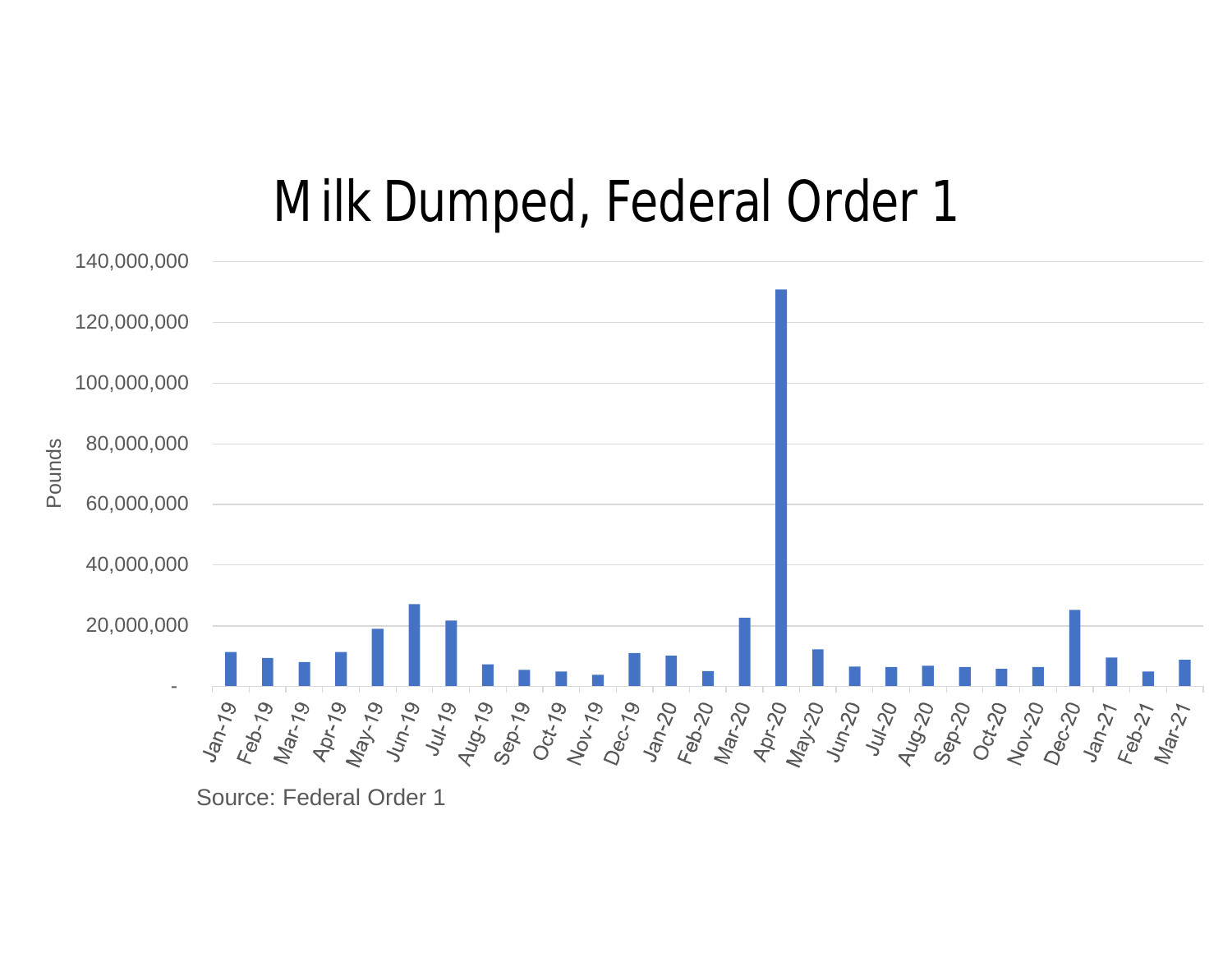# Milk Dumped, Federal Order 1

Source: Federal Order 1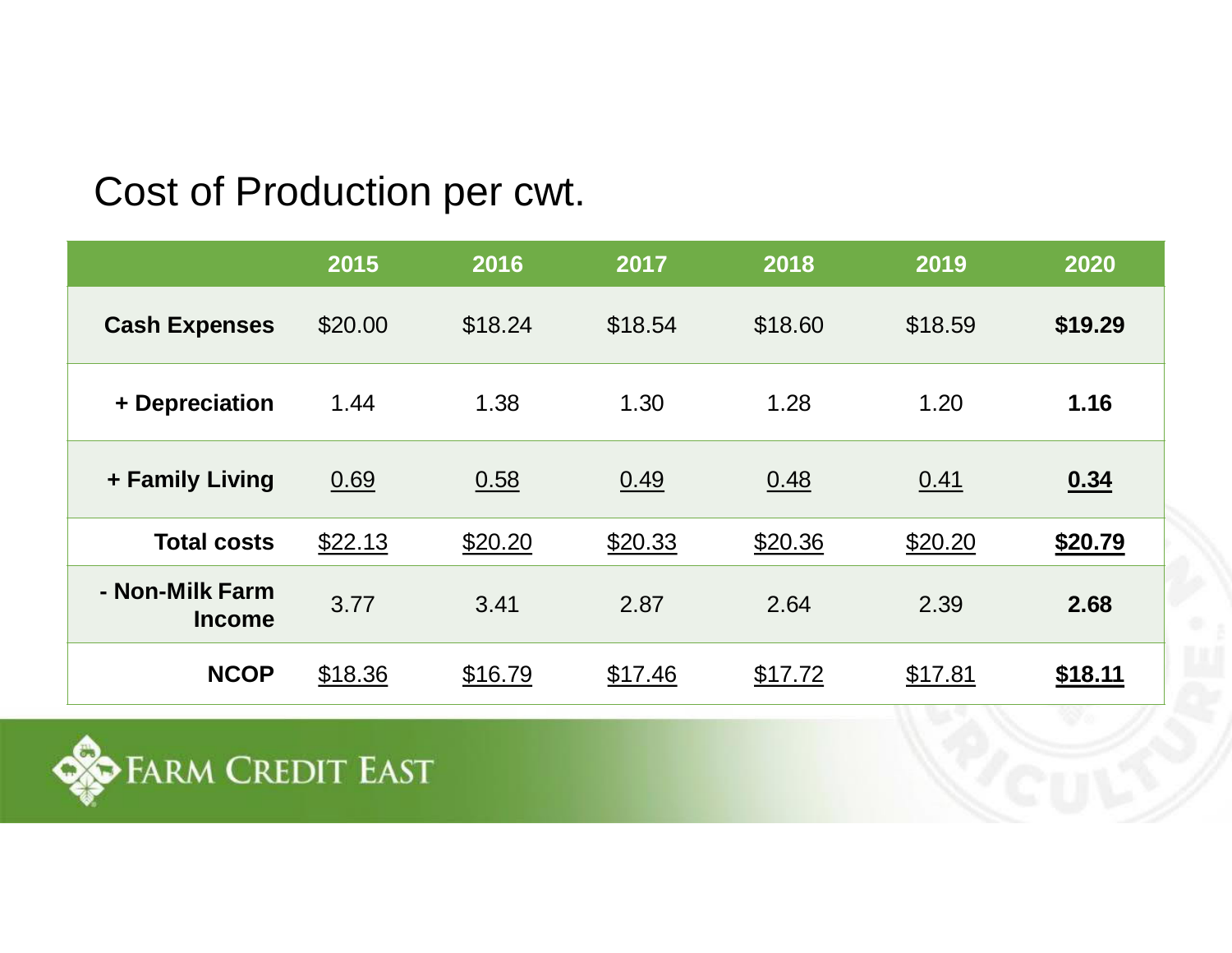# Cost of Production per cwt.

| | 2015 | 2016 | 2017 | 2018 | 2019 | 2020 |
|---|---|---|---|---|---|---|
| **Cash Expenses** | $20.00 | $18.24 | $18.54 | $18.60 | $18.59 | **$19.29** |
| **+ Depreciation** | 1.44 | 1.38 | 1.30 | 1.28 | 1.20 | **1.16** |
| **+ Family Living** | 0.69 | 0.58 | 0.49 | 0.48 | 0.41 | **0.34** |
| **Total costs** | $22.13 | $20.20 | $20.33 | $20.36 | $20.20 | **$20.79** |
| **- Non-Milk Farm Income** | 3.77 | 3.41 | 2.87 | 2.64 | 2.39 | **2.68** |
| **NCOP** | $18.36 | $16.79 | $17.46 | $17.72 | $17.81 | **$18.11** |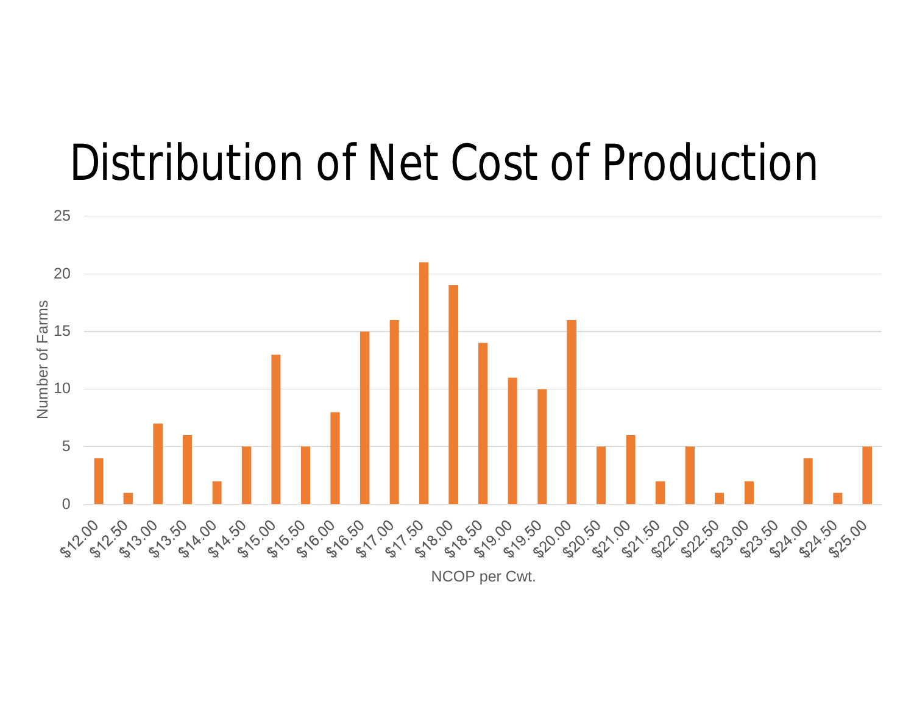# Distribution of Net Cost of Production

| NCOP per Cwt. | Number of Farms |
|---|---|
| $12.00 | 4 |
| $12.50 | 1 |
| $13.00 | 7 |
| $13.50 | 6 |
| $14.00 | 2 |
| $14.50 | 5 |
| $15.00 | 13 |
| $15.50 | 5 |
| $16.00 | 8 |
| $16.50 | 15 |
| $17.00 | 16 |
| $17.50 | 21 |
| $18.00 | 19 |
| $18.50 | 14 |
| $19.00 | 11 |
| $19.50 | 10 |
| $20.00 | 16 |
| $20.50 | 5 |
| $21.00 | 6 |
| $21.50 | 2 |
| $22.00 | 5 |
| $22.50 | 1 |
| $23.00 | 2 |
| $23.50 | 0 |
| $24.00 | 4 |
| $24.50 | 1 |
| $25.00 | 5 |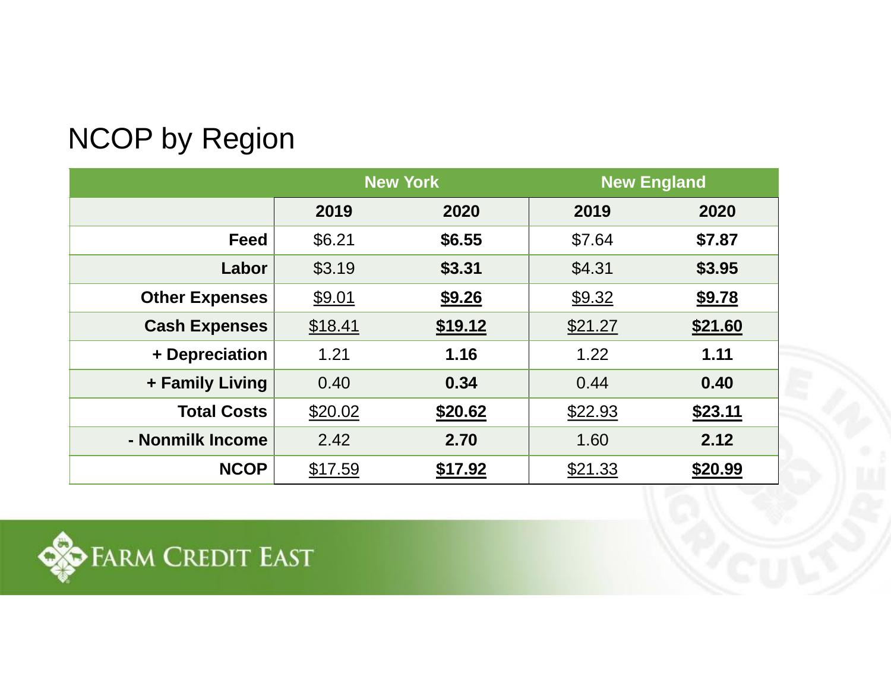# NCOP by Region

| | New York | | New England | |
|---|---|---|---|---|
| | 2019 | 2020 | 2019 | 2020 |
| **Feed** | $6.21 | **$6.55** | $7.64 | **$7.87** |
| **Labor** | $3.19 | **$3.31** | $4.31 | **$3.95** |
| **Other Expenses** | $9.01 | **$9.26** | $9.32 | **$9.78** |
| **Cash Expenses** | $18.41 | **$19.12** | $21.27 | **$21.60** |
| **+ Depreciation** | 1.21 | **1.16** | 1.22 | **1.11** |
| **+ Family Living** | 0.40 | **0.34** | 0.44 | **0.40** |
| **Total Costs** | $20.02 | **$20.62** | $22.93 | **$23.11** |
| **- Nonmilk Income** | 2.42 | **2.70** | 1.60 | **2.12** |
| **NCOP** | $17.59 | **$17.92** | $21.33 | **$20.99** |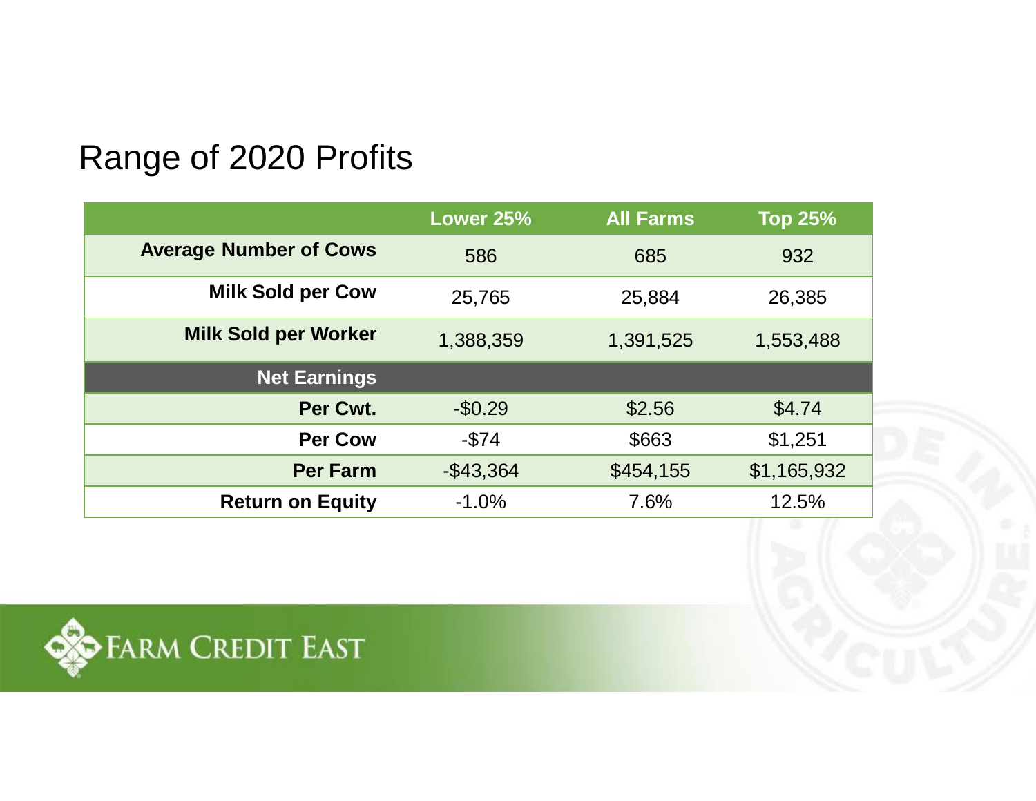# Range of 2020 Profits

| | Lower 25% | All Farms | Top 25% |
|---|---|---|---|
| **Average Number of Cows** | 586 | 685 | 932 |
| **Milk Sold per Cow** | 25,765 | 25,884 | 26,385 |
| **Milk Sold per Worker** | 1,388,359 | 1,391,525 | 1,553,488 |
| **Net Earnings** | | | |
| **Per Cwt.** | -$0.29 | $2.56 | $4.74 |
| **Per Cow** | -$74 | $663 | $1,251 |
| **Per Farm** | -$43,364 | $454,155 | $1,165,932 |
| **Return on Equity** | -1.0% | 7.6% | 12.5% |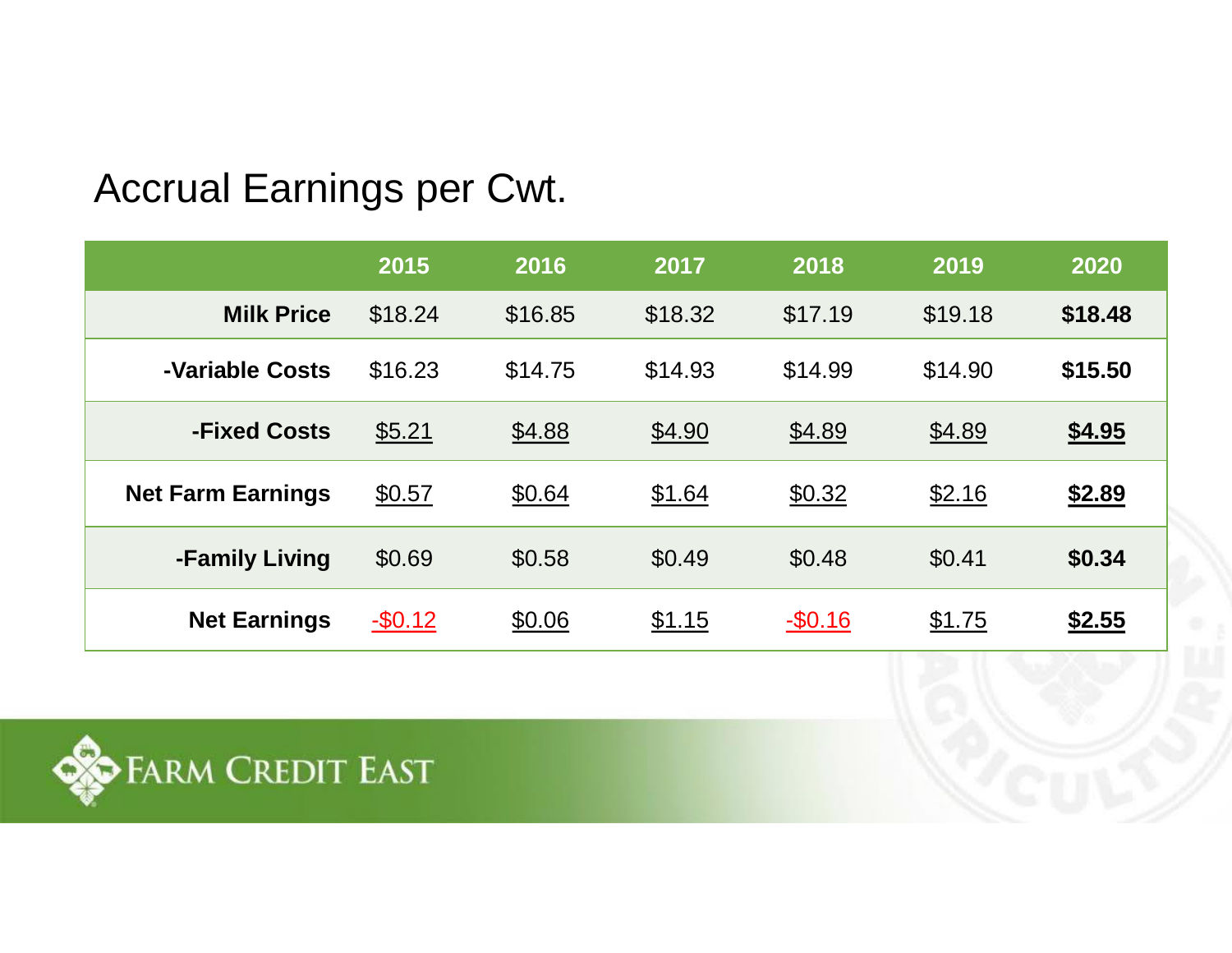# Accrual Earnings per Cwt.

| | 2015 | 2016 | 2017 | 2018 | 2019 | 2020 |
|---|---|---|---|---|---|---|
| **Milk Price** | $18.24 | $16.85 | $18.32 | $17.19 | $19.18 | **$18.48** |
| **-Variable Costs** | $16.23 | $14.75 | $14.93 | $14.99 | $14.90 | **$15.50** |
| **-Fixed Costs** | $5.21 | $4.88 | $4.90 | $4.89 | $4.89 | **$4.95** |
| **Net Farm Earnings** | $0.57 | $0.64 | $1.64 | $0.32 | $2.16 | **$2.89** |
| **-Family Living** | $0.69 | $0.58 | $0.49 | $0.48 | $0.41 | **$0.34** |
| **Net Earnings** | -$0.12 | $0.06 | $1.15 | -$0.16 | $1.75 | **$2.55** |

FARM CREDIT EAST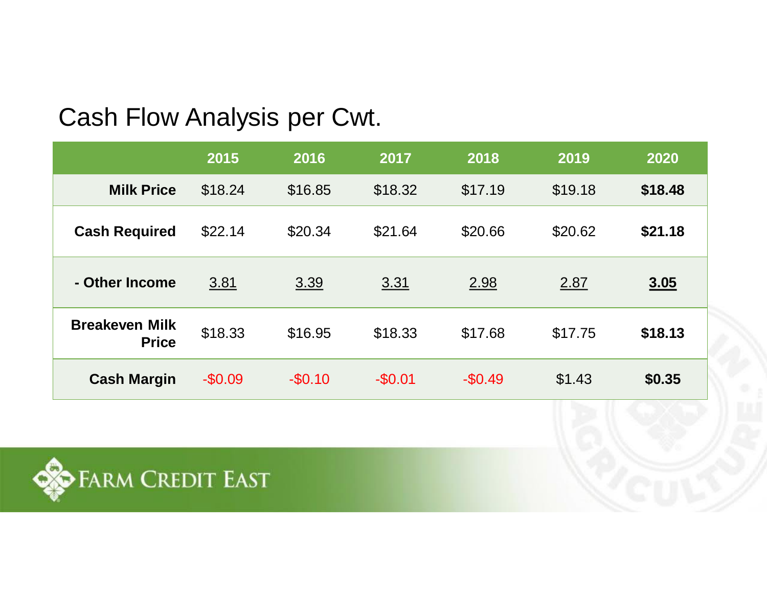# Cash Flow Analysis per Cwt.

| | 2015 | 2016 | 2017 | 2018 | 2019 | 2020 |
|---|---|---|---|---|---|---|
| **Milk Price** | $18.24 | $16.85 | $18.32 | $17.19 | $19.18 | **$18.48** |
| **Cash Required** | $22.14 | $20.34 | $21.64 | $20.66 | $20.62 | **$21.18** |
| **- Other Income** | 3.81 | 3.39 | 3.31 | 2.98 | 2.87 | **3.05** |
| **Breakeven Milk Price** | $18.33 | $16.95 | $18.33 | $17.68 | $17.75 | **$18.13** |
| **Cash Margin** | -$0.09 | -$0.10 | -$0.01 | -$0.49 | $1.43 | **$0.35** |

FARM CREDIT EAST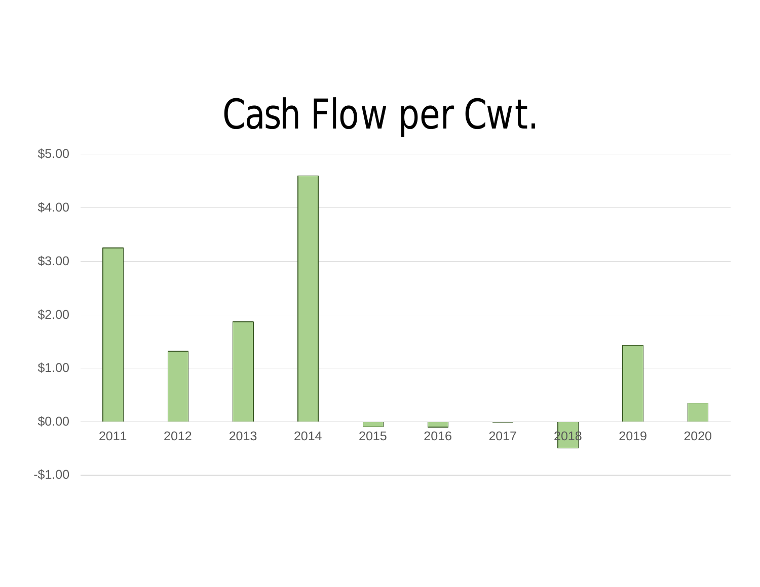# Cash Flow per Cwt.

| Year | Cash Flow per Cwt. |
|---|---|
| 2011 | $3.25 |
| 2012 | $1.32 |
| 2013 | $1.87 |
| 2014 | $4.60 |
| 2015 | -$0.10 |
| 2016 | -$0.10 |
| 2017 | -$0.01 |
| 2018 | -$0.50 |
| 2019 | $1.43 |
| 2020 | $0.35 |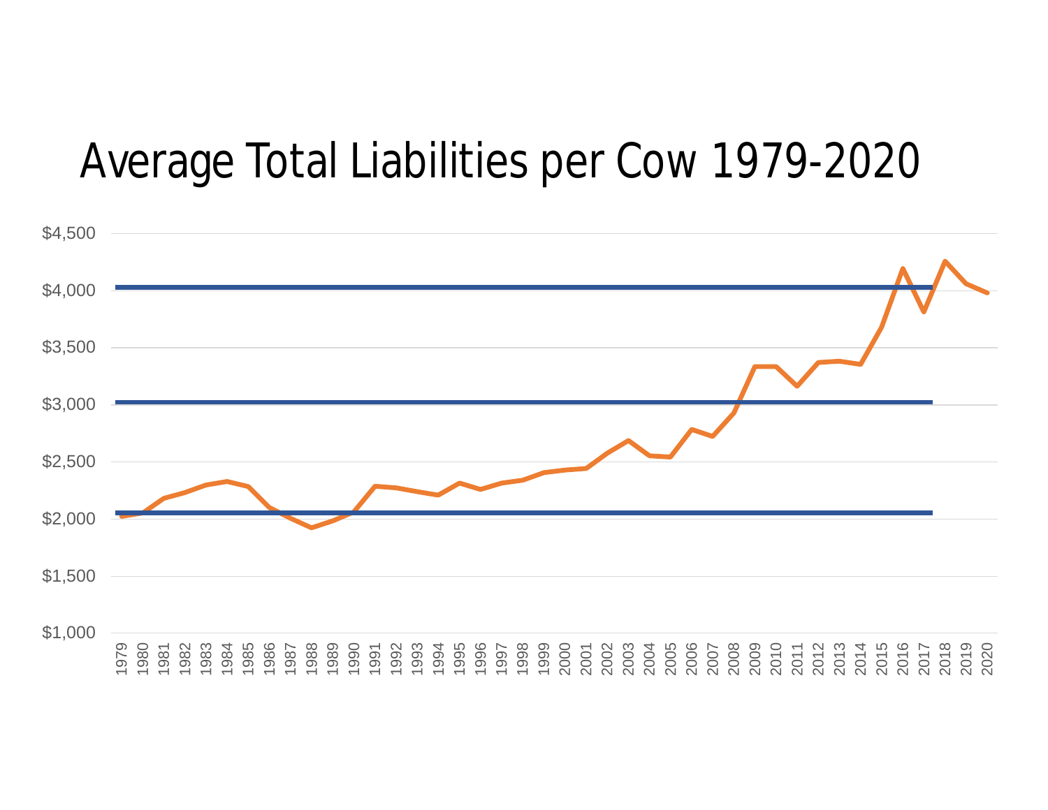# Average Total Liabilities per Cow 1979-2020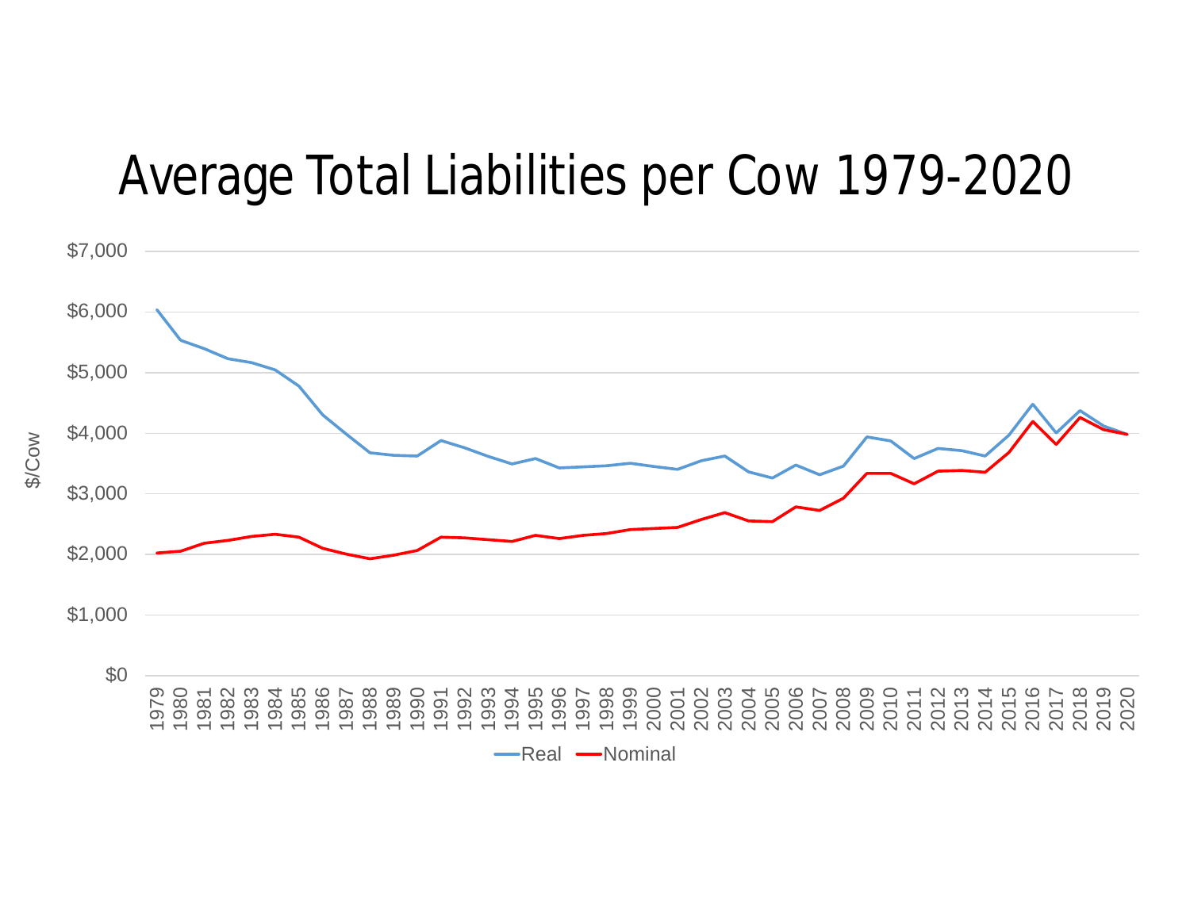# Average Total Liabilities per Cow 1979-2020

$/Cow

$7,000
$6,000
$5,000
$4,000
$3,000
$2,000
$1,000
$0

1979 1980 1981 1982 1983 1984 1985 1986 1987 1988 1989 1990 1991 1992 1993 1994 1995 1996 1997 1998 1999 2000 2001 2002 2003 2004 2005 2006 2007 2008 2009 2010 2011 2012 2013 2014 2015 2016 2017 2018 2019 2020

Real — Nominal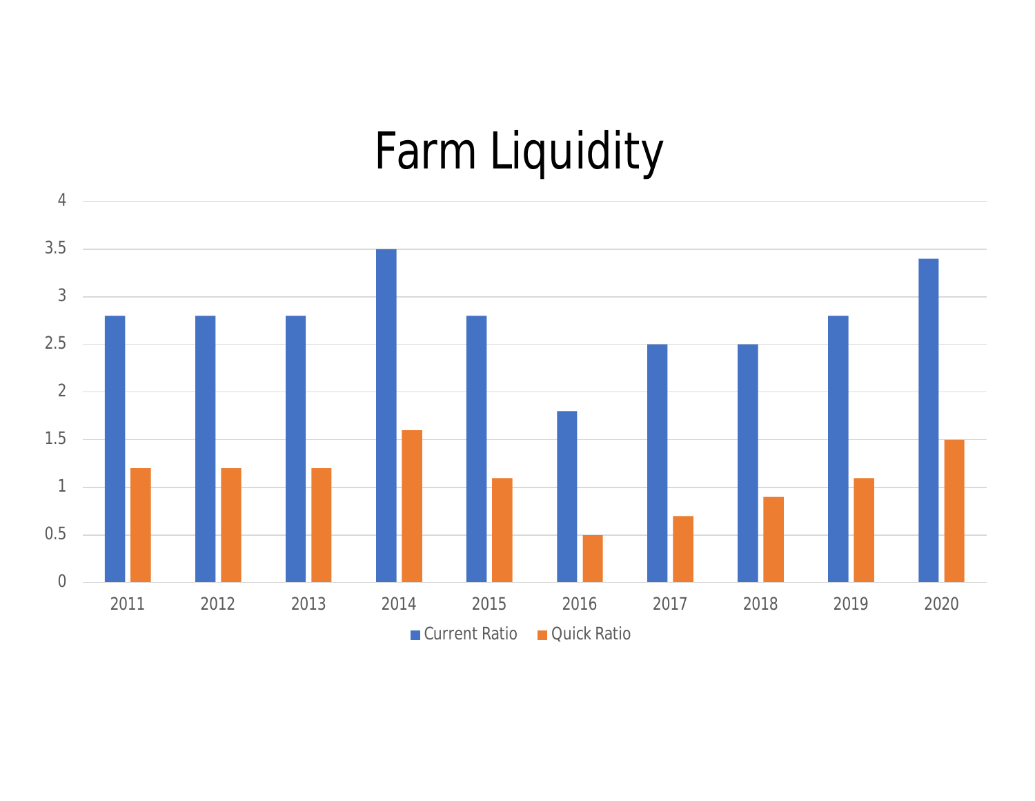# Farm Liquidity

| Year | Current Ratio | Quick Ratio |
|---|---|---|
| 2011 | 2.8 | 1.2 |
| 2012 | 2.8 | 1.2 |
| 2013 | 2.8 | 1.2 |
| 2014 | 3.5 | 1.6 |
| 2015 | 2.8 | 1.1 |
| 2016 | 1.8 | 0.5 |
| 2017 | 2.5 | 0.7 |
| 2018 | 2.5 | 0.9 |
| 2019 | 2.8 | 1.1 |
| 2020 | 3.4 | 1.5 |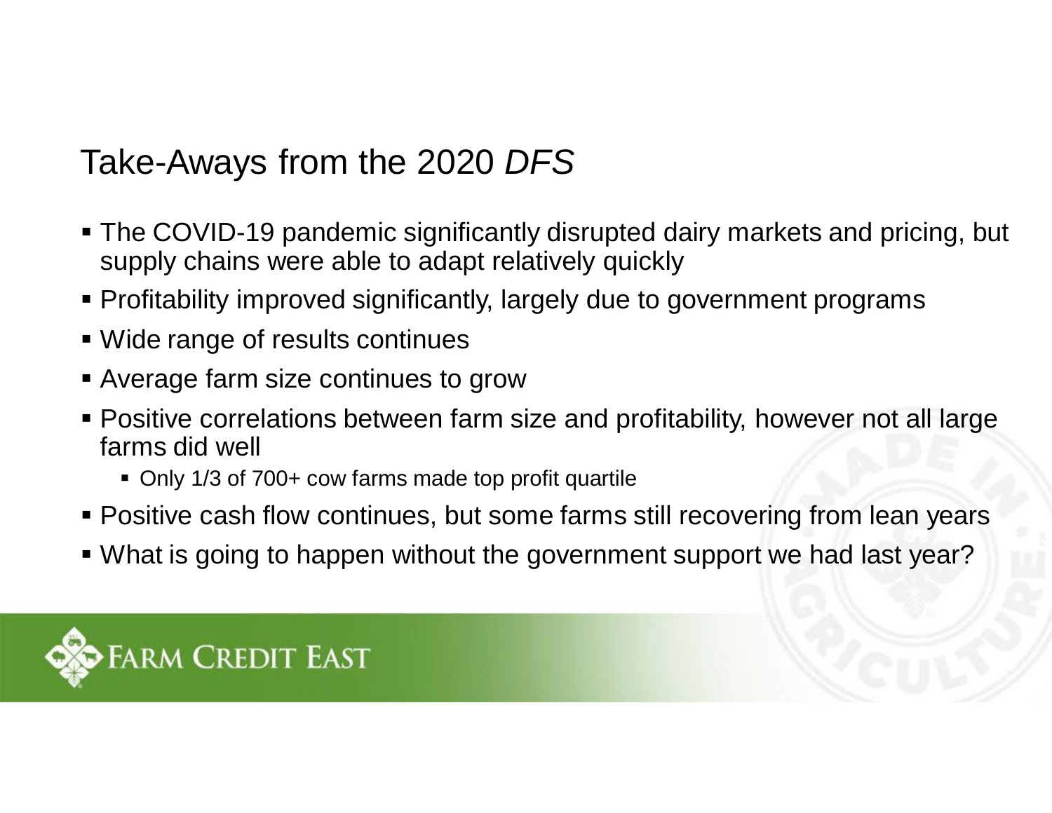# Take-Aways from the 2020 *DFS*

- The COVID-19 pandemic significantly disrupted dairy markets and pricing, but supply chains were able to adapt relatively quickly
- Profitability improved significantly, largely due to government programs
- Wide range of results continues
- Average farm size continues to grow
- Positive correlations between farm size and profitability, however not all large farms did well
  - Only 1/3 of 700+ cow farms made top profit quartile
- Positive cash flow continues, but some farms still recovering from lean years
- What is going to happen without the government support we had last year?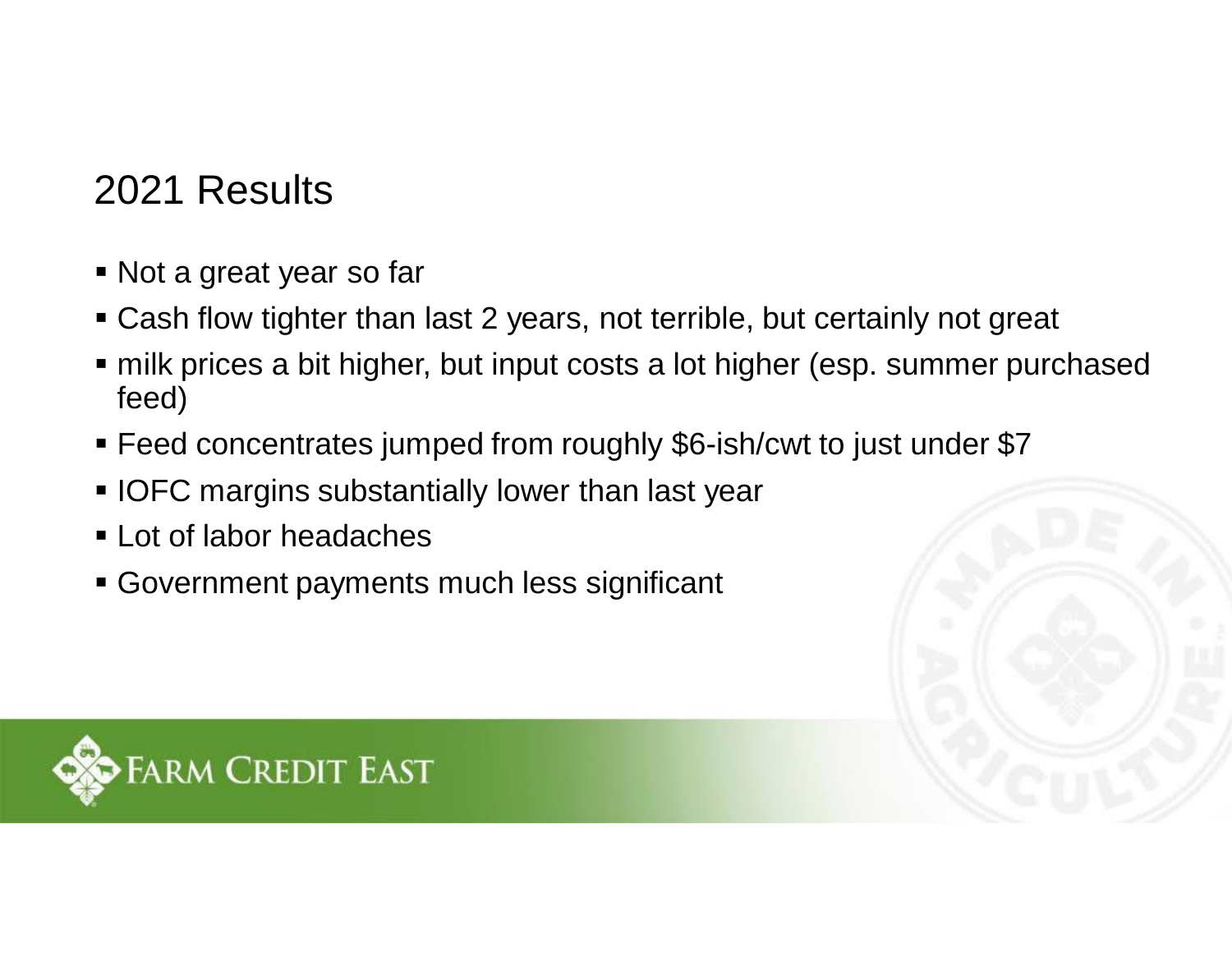## 2021 Results

- Not a great year so far
- Cash flow tighter than last 2 years, not terrible, but certainly not great
- milk prices a bit higher, but input costs a lot higher (esp. summer purchased feed)
- Feed concentrates jumped from roughly $6-ish/cwt to just under $7
- IOFC margins substantially lower than last year
- Lot of labor headaches
- Government payments much less significant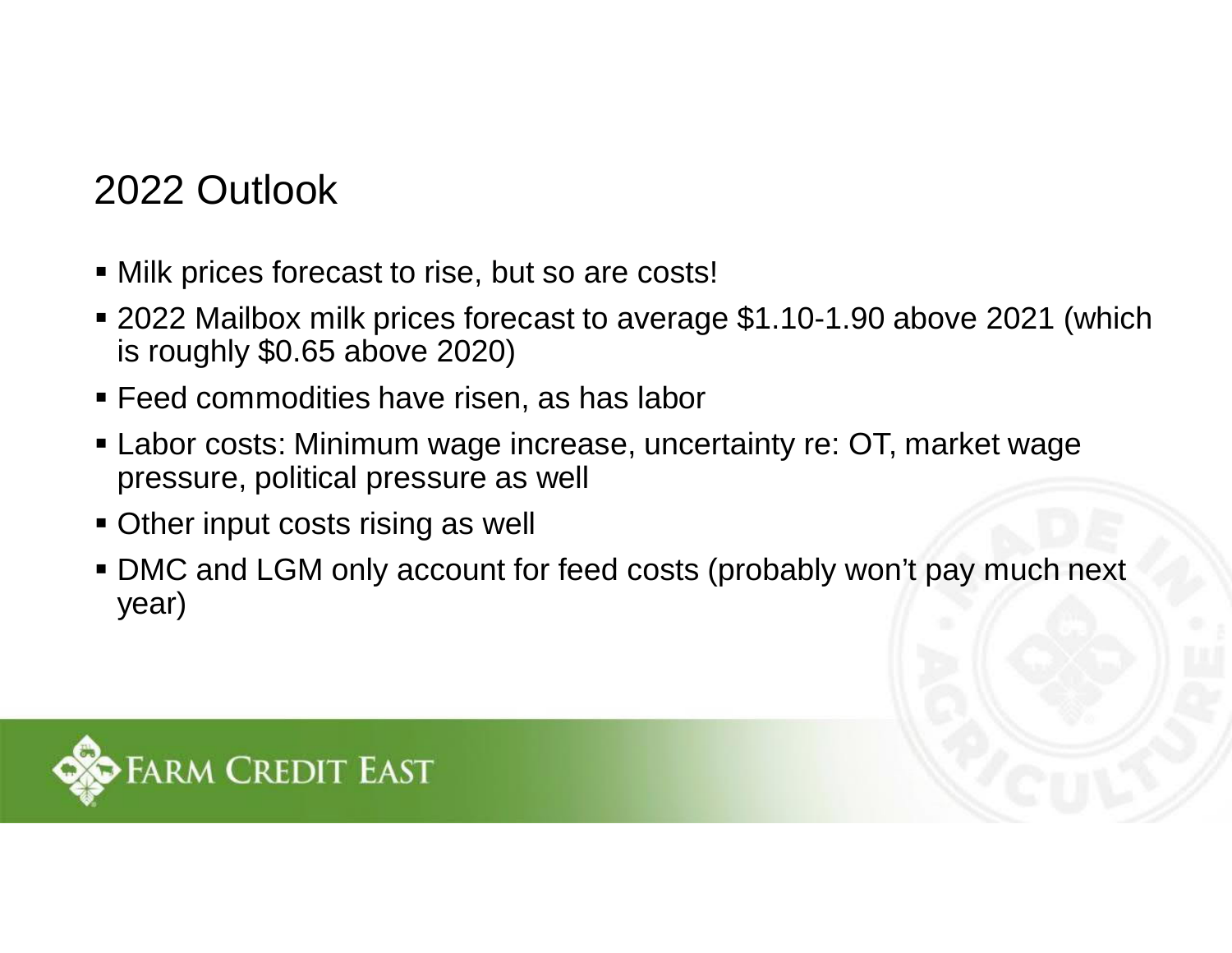# 2022 Outlook

- Milk prices forecast to rise, but so are costs!
- 2022 Mailbox milk prices forecast to average $1.10-1.90 above 2021 (which is roughly $0.65 above 2020)
- Feed commodities have risen, as has labor
- Labor costs: Minimum wage increase, uncertainty re: OT, market wage pressure, political pressure as well
- Other input costs rising as well
- DMC and LGM only account for feed costs (probably won't pay much next year)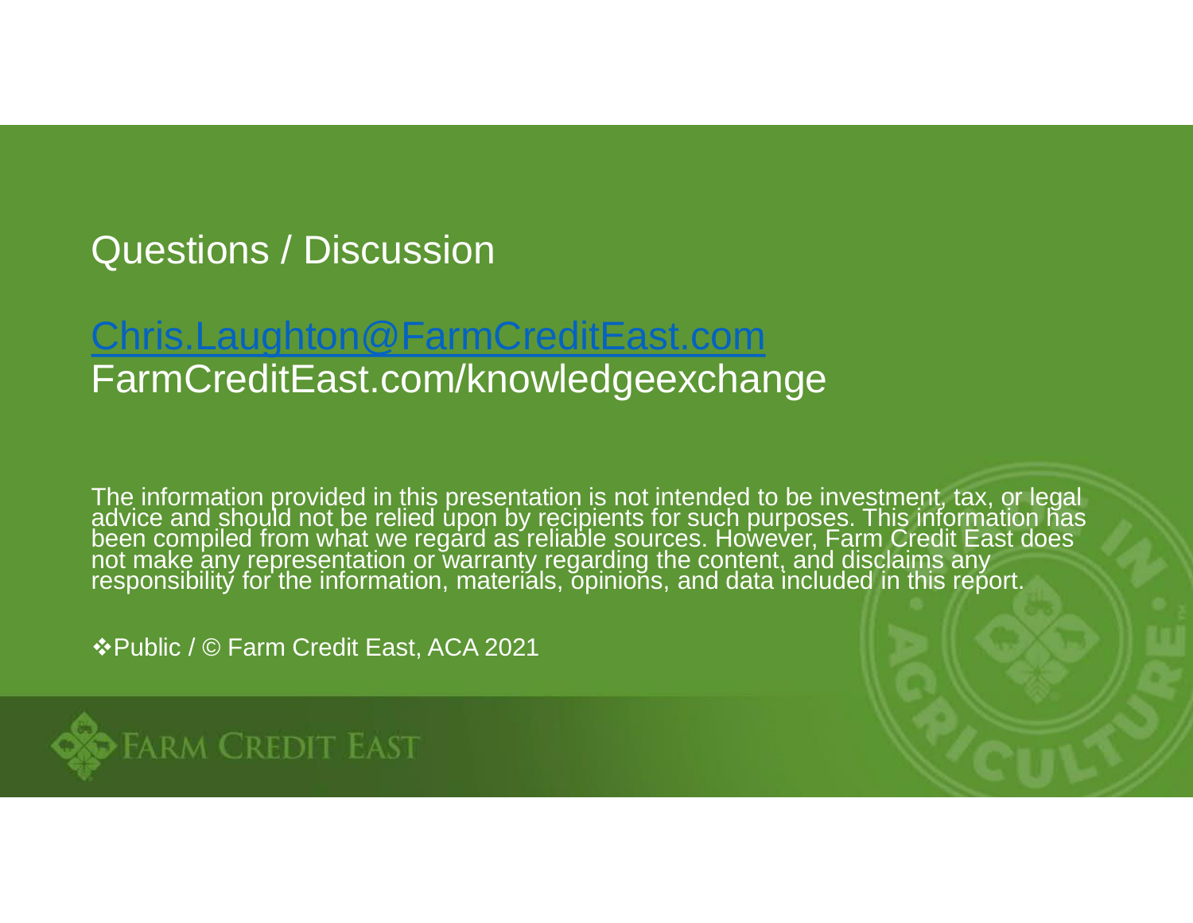# Questions / Discussion

Chris.Laughton@FarmCreditEast.com
FarmCreditEast.com/knowledgeexchange

The information provided in this presentation is not intended to be investment, tax, or legal advice and should not be relied upon by recipients for such purposes. This information has been compiled from what we regard as reliable sources. However, Farm Credit East does not make any representation or warranty regarding the content, and disclaims any responsibility for the information, materials, opinions, and data included in this report.

❖Public / © Farm Credit East, ACA 2021

FARM CREDIT EAST